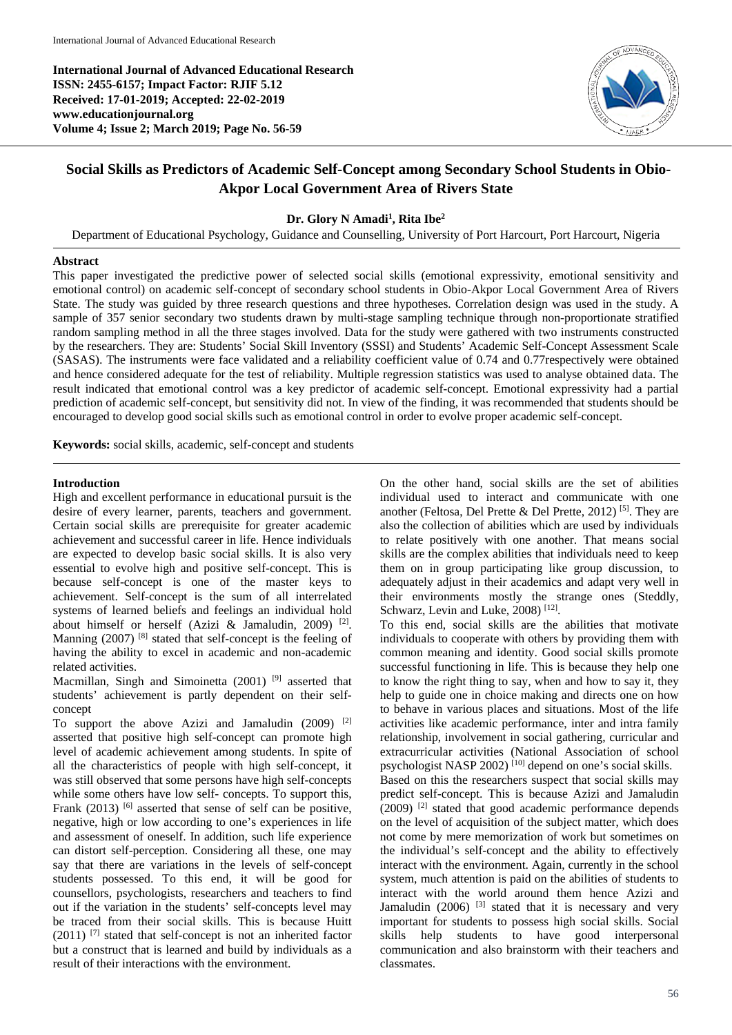**International Journal of Advanced Educational Research**
**ISSN: 2455-6157; Impact Factor: RJIF 5.12**
**Received: 17-01-2019; Accepted: 22-02-2019**
**www.educationjournal.org**
**Volume 4; Issue 2; March 2019; Page No. 56-59**

# Social Skills as Predictors of Academic Self-Concept among Secondary School Students in Obio-Akpor Local Government Area of Rivers State

**Dr. Glory N Amadi[1], Rita Ibe[2]**

Department of Educational Psychology, Guidance and Counselling, University of Port Harcourt, Port Harcourt, Nigeria

## Abstract

This paper investigated the predictive power of selected social skills (emotional expressivity, emotional sensitivity and emotional control) on academic self-concept of secondary school students in Obio-Akpor Local Government Area of Rivers State. The study was guided by three research questions and three hypotheses. Correlation design was used in the study. A sample of 357 senior secondary two students drawn by multi-stage sampling technique through non-proportionate stratified random sampling method in all the three stages involved. Data for the study were gathered with two instruments constructed by the researchers. They are: Students' Social Skill Inventory (SSSI) and Students' Academic Self-Concept Assessment Scale (SASAS). The instruments were face validated and a reliability coefficient value of 0.74 and 0.77respectively were obtained and hence considered adequate for the test of reliability. Multiple regression statistics was used to analyse obtained data. The result indicated that emotional control was a key predictor of academic self-concept. Emotional expressivity had a partial prediction of academic self-concept, but sensitivity did not. In view of the finding, it was recommended that students should be encouraged to develop good social skills such as emotional control in order to evolve proper academic self-concept.

**Keywords:** social skills, academic, self-concept and students

## Introduction

High and excellent performance in educational pursuit is the desire of every learner, parents, teachers and government. Certain social skills are prerequisite for greater academic achievement and successful career in life. Hence individuals are expected to develop basic social skills. It is also very essential to evolve high and positive self-concept. This is because self-concept is one of the master keys to achievement. Self-concept is the sum of all interrelated systems of learned beliefs and feelings an individual hold about himself or herself (Azizi & Jamaludin, 2009) [2]. Manning (2007) [8] stated that self-concept is the feeling of having the ability to excel in academic and non-academic related activities.

Macmillan, Singh and Simoinetta (2001) [9] asserted that students' achievement is partly dependent on their self-concept

To support the above Azizi and Jamaludin (2009) [2] asserted that positive high self-concept can promote high level of academic achievement among students. In spite of all the characteristics of people with high self-concept, it was still observed that some persons have high self-concepts while some others have low self- concepts. To support this, Frank (2013) [6] asserted that sense of self can be positive, negative, high or low according to one's experiences in life and assessment of oneself. In addition, such life experience can distort self-perception. Considering all these, one may say that there are variations in the levels of self-concept students possessed. To this end, it will be good for counsellors, psychologists, researchers and teachers to find out if the variation in the students' self-concepts level may be traced from their social skills. This is because Huitt (2011) [7] stated that self-concept is not an inherited factor but a construct that is learned and build by individuals as a result of their interactions with the environment.

On the other hand, social skills are the set of abilities individual used to interact and communicate with one another (Feltosa, Del Prette & Del Prette, 2012) [5]. They are also the collection of abilities which are used by individuals to relate positively with one another. That means social skills are the complex abilities that individuals need to keep them on in group participating like group discussion, to adequately adjust in their academics and adapt very well in their environments mostly the strange ones (Steddly, Schwarz, Levin and Luke, 2008) [12].

To this end, social skills are the abilities that motivate individuals to cooperate with others by providing them with common meaning and identity. Good social skills promote successful functioning in life. This is because they help one to know the right thing to say, when and how to say it, they help to guide one in choice making and directs one on how to behave in various places and situations. Most of the life activities like academic performance, inter and intra family relationship, involvement in social gathering, curricular and extracurricular activities (National Association of school psychologist NASP 2002) [10] depend on one's social skills.

Based on this the researchers suspect that social skills may predict self-concept. This is because Azizi and Jamaludin (2009) [2] stated that good academic performance depends on the level of acquisition of the subject matter, which does not come by mere memorization of work but sometimes on the individual's self-concept and the ability to effectively interact with the environment. Again, currently in the school system, much attention is paid on the abilities of students to interact with the world around them hence Azizi and Jamaludin (2006) [3] stated that it is necessary and very important for students to possess high social skills. Social skills help students to have good interpersonal communication and also brainstorm with their teachers and classmates.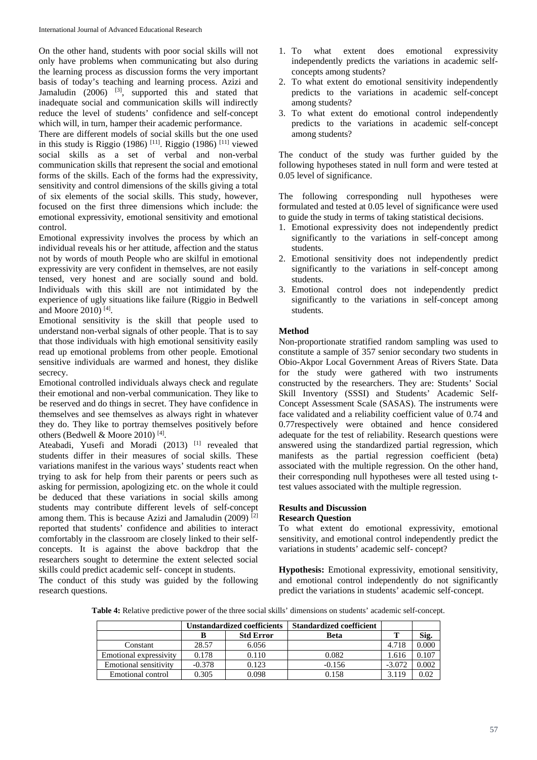On the other hand, students with poor social skills will not only have problems when communicating but also during the learning process as discussion forms the very important basis of today's teaching and learning process. Azizi and Jamaludin (2006) [3], supported this and stated that inadequate social and communication skills will indirectly reduce the level of students' confidence and self-concept which will, in turn, hamper their academic performance.

There are different models of social skills but the one used in this study is Riggio (1986) [11]. Riggio (1986) [11] viewed social skills as a set of verbal and non-verbal communication skills that represent the social and emotional forms of the skills. Each of the forms had the expressivity, sensitivity and control dimensions of the skills giving a total of six elements of the social skills. This study, however, focused on the first three dimensions which include: the emotional expressivity, emotional sensitivity and emotional control.

Emotional expressivity involves the process by which an individual reveals his or her attitude, affection and the status not by words of mouth People who are skilful in emotional expressivity are very confident in themselves, are not easily tensed, very honest and are socially sound and bold. Individuals with this skill are not intimidated by the experience of ugly situations like failure (Riggio in Bedwell and Moore 2010) [4].

Emotional sensitivity is the skill that people used to understand non-verbal signals of other people. That is to say that those individuals with high emotional sensitivity easily read up emotional problems from other people. Emotional sensitive individuals are warmed and honest, they dislike secrecy.

Emotional controlled individuals always check and regulate their emotional and non-verbal communication. They like to be reserved and do things in secret. They have confidence in themselves and see themselves as always right in whatever they do. They like to portray themselves positively before others (Bedwell & Moore 2010) [4].

Ateabadi, Yusefi and Moradi (2013) [1] revealed that students differ in their measures of social skills. These variations manifest in the various ways' students react when trying to ask for help from their parents or peers such as asking for permission, apologizing etc. on the whole it could be deduced that these variations in social skills among students may contribute different levels of self-concept among them. This is because Azizi and Jamaludin (2009) [2] reported that students' confidence and abilities to interact comfortably in the classroom are closely linked to their self-concepts. It is against the above backdrop that the researchers sought to determine the extent selected social skills could predict academic self- concept in students.

The conduct of this study was guided by the following research questions.

1. To what extent does emotional expressivity independently predicts the variations in academic self-concepts among students?
2. To what extent do emotional sensitivity independently predicts to the variations in academic self-concept among students?
3. To what extent do emotional control independently predicts to the variations in academic self-concept among students?

The conduct of the study was further guided by the following hypotheses stated in null form and were tested at 0.05 level of significance.

The following corresponding null hypotheses were formulated and tested at 0.05 level of significance were used to guide the study in terms of taking statistical decisions.

1. Emotional expressivity does not independently predict significantly to the variations in self-concept among students.
2. Emotional sensitivity does not independently predict significantly to the variations in self-concept among students.
3. Emotional control does not independently predict significantly to the variations in self-concept among students.

## Method

Non-proportionate stratified random sampling was used to constitute a sample of 357 senior secondary two students in Obio-Akpor Local Government Areas of Rivers State. Data for the study were gathered with two instruments constructed by the researchers. They are: Students' Social Skill Inventory (SSSI) and Students' Academic Self-Concept Assessment Scale (SASAS). The instruments were face validated and a reliability coefficient value of 0.74 and 0.77respectively were obtained and hence considered adequate for the test of reliability. Research questions were answered using the standardized partial regression, which manifests as the partial regression coefficient (beta) associated with the multiple regression. On the other hand, their corresponding null hypotheses were all tested using t-test values associated with the multiple regression.

## Results and Discussion

### Research Question

To what extent do emotional expressivity, emotional sensitivity, and emotional control independently predict the variations in students' academic self- concept?

**Hypothesis:** Emotional expressivity, emotional sensitivity, and emotional control independently do not significantly predict the variations in students' academic self-concept.

**Table 4:** Relative predictive power of the three social skills' dimensions on students' academic self-concept.

| | Unstandardized coefficients | | Standardized coefficient | | |
|---|---|---|---|---|---|
| | B | Std Error | Beta | T | Sig. |
| Constant | 28.57 | 6.056 | | 4.718 | 0.000 |
| Emotional expressivity | 0.178 | 0.110 | 0.082 | 1.616 | 0.107 |
| Emotional sensitivity | -0.378 | 0.123 | -0.156 | -3.072 | 0.002 |
| Emotional control | 0.305 | 0.098 | 0.158 | 3.119 | 0.02 |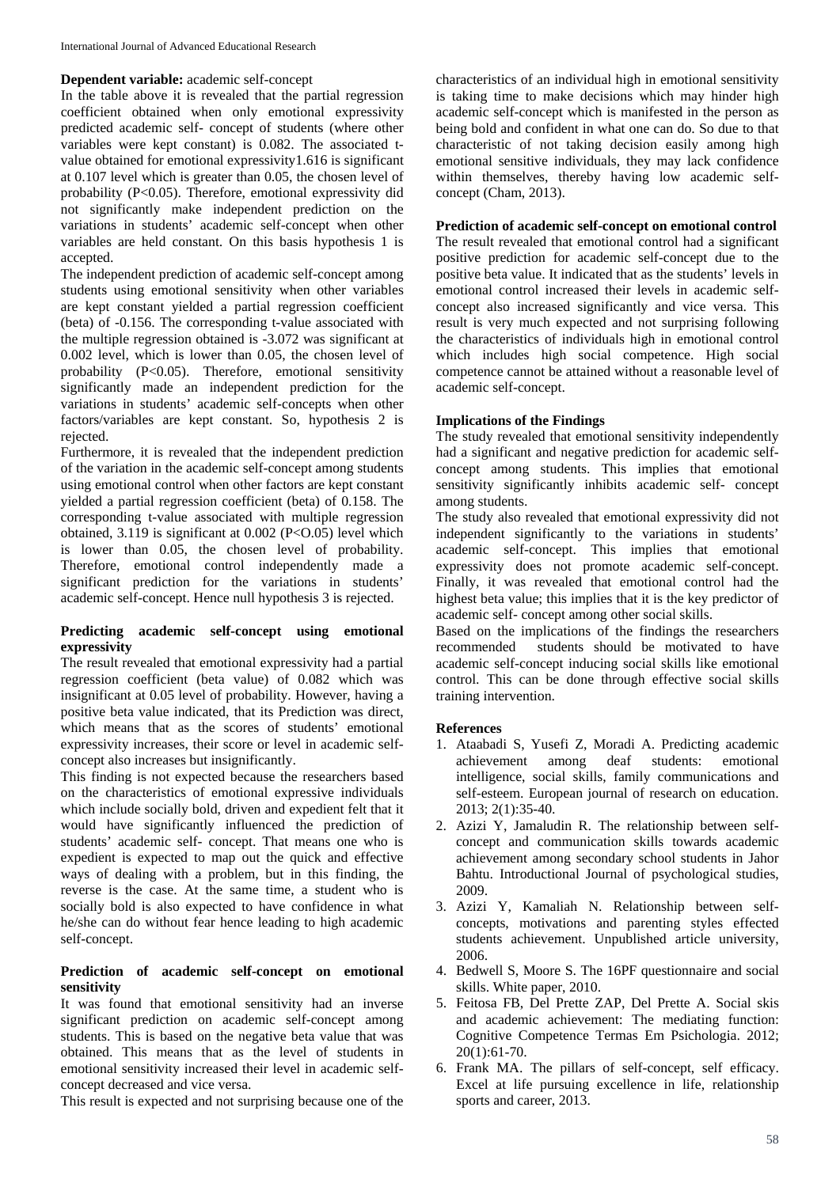**Dependent variable:** academic self-concept

In the table above it is revealed that the partial regression coefficient obtained when only emotional expressivity predicted academic self- concept of students (where other variables were kept constant) is 0.082. The associated t-value obtained for emotional expressivity1.616 is significant at 0.107 level which is greater than 0.05, the chosen level of probability ($P<0.05$). Therefore, emotional expressivity did not significantly make independent prediction on the variations in students' academic self-concept when other variables are held constant. On this basis hypothesis 1 is accepted.

The independent prediction of academic self-concept among students using emotional sensitivity when other variables are kept constant yielded a partial regression coefficient (beta) of -0.156. The corresponding t-value associated with the multiple regression obtained is -3.072 was significant at 0.002 level, which is lower than 0.05, the chosen level of probability ($P<0.05$). Therefore, emotional sensitivity significantly made an independent prediction for the variations in students' academic self-concepts when other factors/variables are kept constant. So, hypothesis 2 is rejected.

Furthermore, it is revealed that the independent prediction of the variation in the academic self-concept among students using emotional control when other factors are kept constant yielded a partial regression coefficient (beta) of 0.158. The corresponding t-value associated with multiple regression obtained, 3.119 is significant at 0.002 (P<O.05) level which is lower than 0.05, the chosen level of probability. Therefore, emotional control independently made a significant prediction for the variations in students' academic self-concept. Hence null hypothesis 3 is rejected.

### Predicting academic self-concept using emotional expressivity

The result revealed that emotional expressivity had a partial regression coefficient (beta value) of 0.082 which was insignificant at 0.05 level of probability. However, having a positive beta value indicated, that its Prediction was direct, which means that as the scores of students' emotional expressivity increases, their score or level in academic self-concept also increases but insignificantly.

This finding is not expected because the researchers based on the characteristics of emotional expressive individuals which include socially bold, driven and expedient felt that it would have significantly influenced the prediction of students' academic self- concept. That means one who is expedient is expected to map out the quick and effective ways of dealing with a problem, but in this finding, the reverse is the case. At the same time, a student who is socially bold is also expected to have confidence in what he/she can do without fear hence leading to high academic self-concept.

### Prediction of academic self-concept on emotional sensitivity

It was found that emotional sensitivity had an inverse significant prediction on academic self-concept among students. This is based on the negative beta value that was obtained. This means that as the level of students in emotional sensitivity increased their level in academic self-concept decreased and vice versa.

This result is expected and not surprising because one of the characteristics of an individual high in emotional sensitivity is taking time to make decisions which may hinder high academic self-concept which is manifested in the person as being bold and confident in what one can do. So due to that characteristic of not taking decision easily among high emotional sensitive individuals, they may lack confidence within themselves, thereby having low academic self-concept (Cham, 2013).

### Prediction of academic self-concept on emotional control

The result revealed that emotional control had a significant positive prediction for academic self-concept due to the positive beta value. It indicated that as the students' levels in emotional control increased their levels in academic self-concept also increased significantly and vice versa. This result is very much expected and not surprising following the characteristics of individuals high in emotional control which includes high social competence. High social competence cannot be attained without a reasonable level of academic self-concept.

### Implications of the Findings

The study revealed that emotional sensitivity independently had a significant and negative prediction for academic self-concept among students. This implies that emotional sensitivity significantly inhibits academic self- concept among students.

The study also revealed that emotional expressivity did not independent significantly to the variations in students' academic self-concept. This implies that emotional expressivity does not promote academic self-concept.

Finally, it was revealed that emotional control had the highest beta value; this implies that it is the key predictor of academic self- concept among other social skills.

Based on the implications of the findings the researchers recommended students should be motivated to have academic self-concept inducing social skills like emotional control. This can be done through effective social skills training intervention.

### References

1. Ataabadi S, Yusefi Z, Moradi A. Predicting academic achievement among deaf students: emotional intelligence, social skills, family communications and self-esteem. European journal of research on education. 2013; 2(1):35-40.
2. Azizi Y, Jamaludin R. The relationship between self-concept and communication skills towards academic achievement among secondary school students in Jahor Bahtu. Introductional Journal of psychological studies, 2009.
3. Azizi Y, Kamaliah N. Relationship between self-concepts, motivations and parenting styles effected students achievement. Unpublished article university, 2006.
4. Bedwell S, Moore S. The 16PF questionnaire and social skills. White paper, 2010.
5. Feitosa FB, Del Prette ZAP, Del Prette A. Social skis and academic achievement: The mediating function: Cognitive Competence Termas Em Psichologia. 2012; 20(1):61-70.
6. Frank MA. The pillars of self-concept, self efficacy. Excel at life pursuing excellence in life, relationship sports and career, 2013.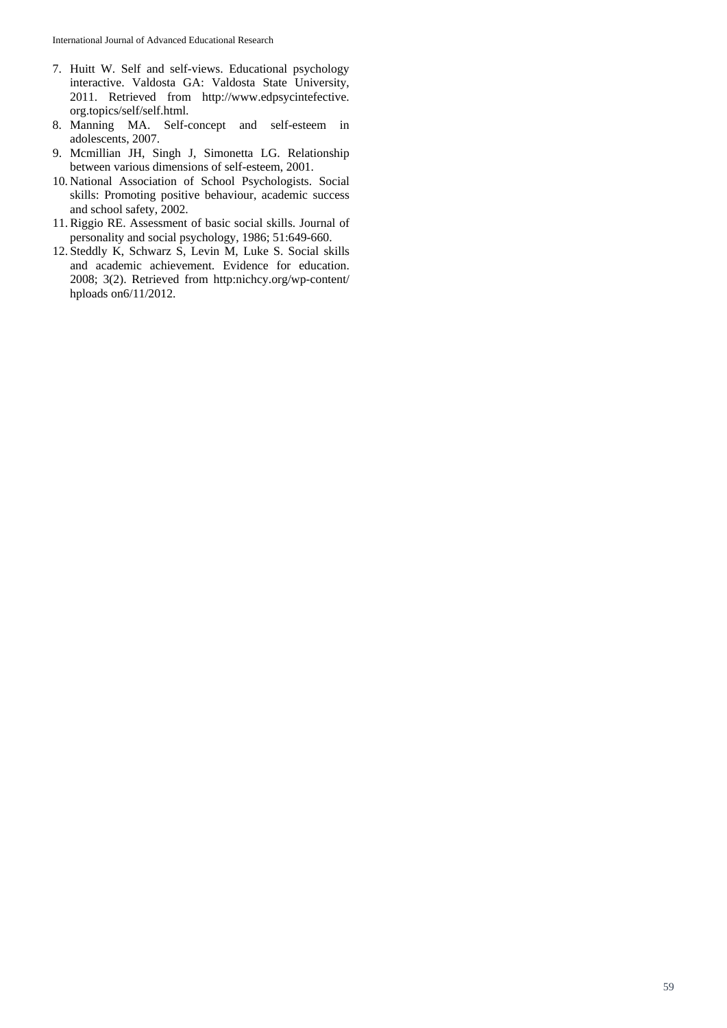7. Huitt W. Self and self-views. Educational psychology interactive. Valdosta GA: Valdosta State University, 2011. Retrieved from http://www.edpsycintefective.org.topics/self/self.html.
8. Manning MA. Self-concept and self-esteem in adolescents, 2007.
9. Mcmillian JH, Singh J, Simonetta LG. Relationship between various dimensions of self-esteem, 2001.
10. National Association of School Psychologists. Social skills: Promoting positive behaviour, academic success and school safety, 2002.
11. Riggio RE. Assessment of basic social skills. Journal of personality and social psychology, 1986; 51:649-660.
12. Steddly K, Schwarz S, Levin M, Luke S. Social skills and academic achievement. Evidence for education. 2008; 3(2). Retrieved from http:nichcy.org/wp-content/hploads on6/11/2012.